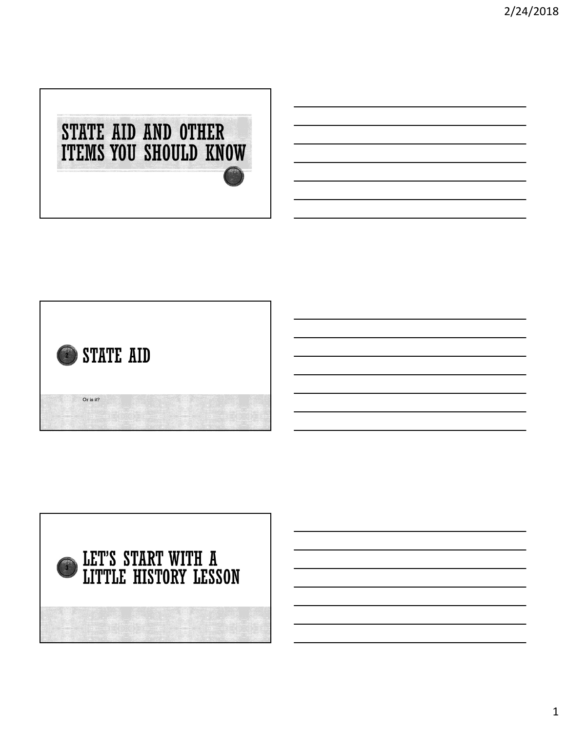# STATE AID AND OTHER ITEMS YOU SHOULD KNOW

## STATE AID

Or is it?

## LET'S START WITH A LITTLE HISTORY LESSON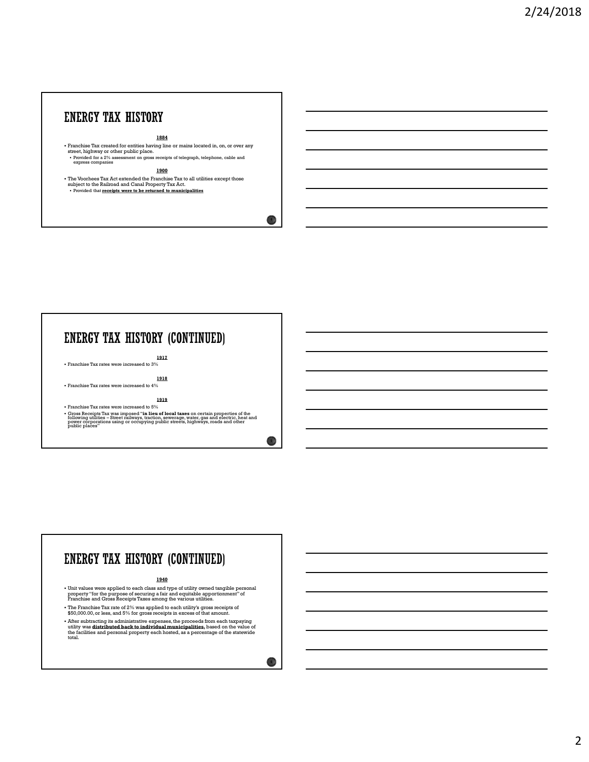# ENERGY TAX HISTORY

**1884**

- Franchise Tax created for entities having line or mains located in, on, or over any street, highway or other public place.
  - Provided for a 2% assessment on gross receipts of telegraph, telephone, cable and express companies

**1900**

- The Voorhees Tax Act extended the Franchise Tax to all utilities except those subject to the Railroad and Canal Property Tax Act.
  - Provided that **receipts were to be returned to municipalities**

# ENERGY TAX HISTORY (CONTINUED)

**1917**

- Franchise Tax rates were increased to 3%

**1918**

- Franchise Tax rates were increased to 4%

**1919**

- Franchise Tax rates were increased to 5%
- Gross Receipts Tax was imposed "**in lieu of local taxes** on certain properties of the following utilities – Street railways, traction, sewerage, water, gas and electric, heat and power corporations using or occupying public streets, highways, roads and other public places"

# ENERGY TAX HISTORY (CONTINUED)

**1940**

- Unit values were applied to each class and type of utility owned tangible personal property "for the purpose of securing a fair and equitable apportionment" of Franchise and Gross Receipts Taxes among the various utilities.
- The Franchise Tax rate of 2% was applied to each utility's gross receipts of $50,000.00, or less, and 5% for gross receipts in excess of that amount.
- After subtracting its administrative expenses, the proceeds from each taxpaying utility was **distributed back to individual municipalities,** based on the value of the facilities and personal property each hosted, as a percentage of the statewide total.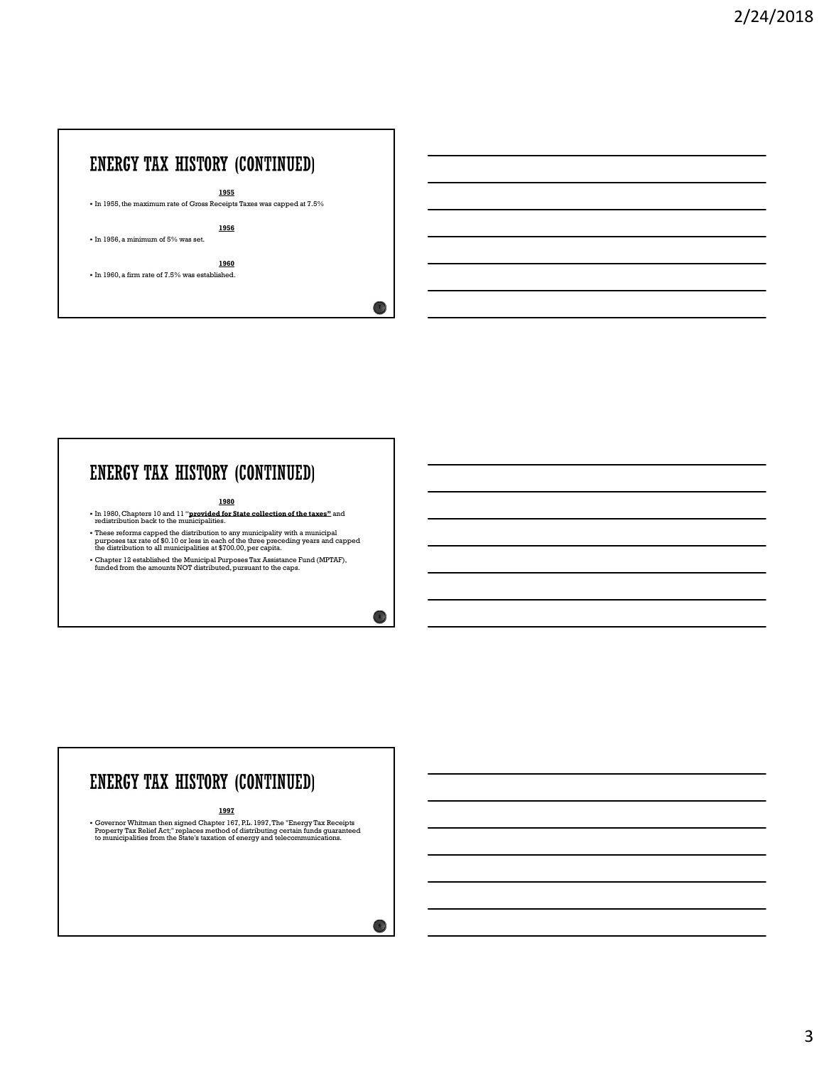# ENERGY TAX HISTORY (CONTINUED)

**1955**

- In 1955, the maximum rate of Gross Receipts Taxes was capped at 7.5%

**1956**

- In 1956, a minimum of 5% was set.

**1960**

- In 1960, a firm rate of 7.5% was established.

# ENERGY TAX HISTORY (CONTINUED)

**1980**

- In 1980, Chapters 10 and 11 "**provided for State collection of the taxes"** and redistribution back to the municipalities.
- These reforms capped the distribution to any municipality with a municipal purposes tax rate of $0.10 or less in each of the three preceding years and capped the distribution to all municipalities at $700.00, per capita.
- Chapter 12 established the Municipal Purposes Tax Assistance Fund (MPTAF), funded from the amounts NOT distributed, pursuant to the caps.

# ENERGY TAX HISTORY (CONTINUED)

**1997**

- Governor Whitman then signed Chapter 167, P.L. 1997, The "Energy Tax Receipts Property Tax Relief Act;" replaces method of distributing certain funds guaranteed to municipalities from the State's taxation of energy and telecommunications.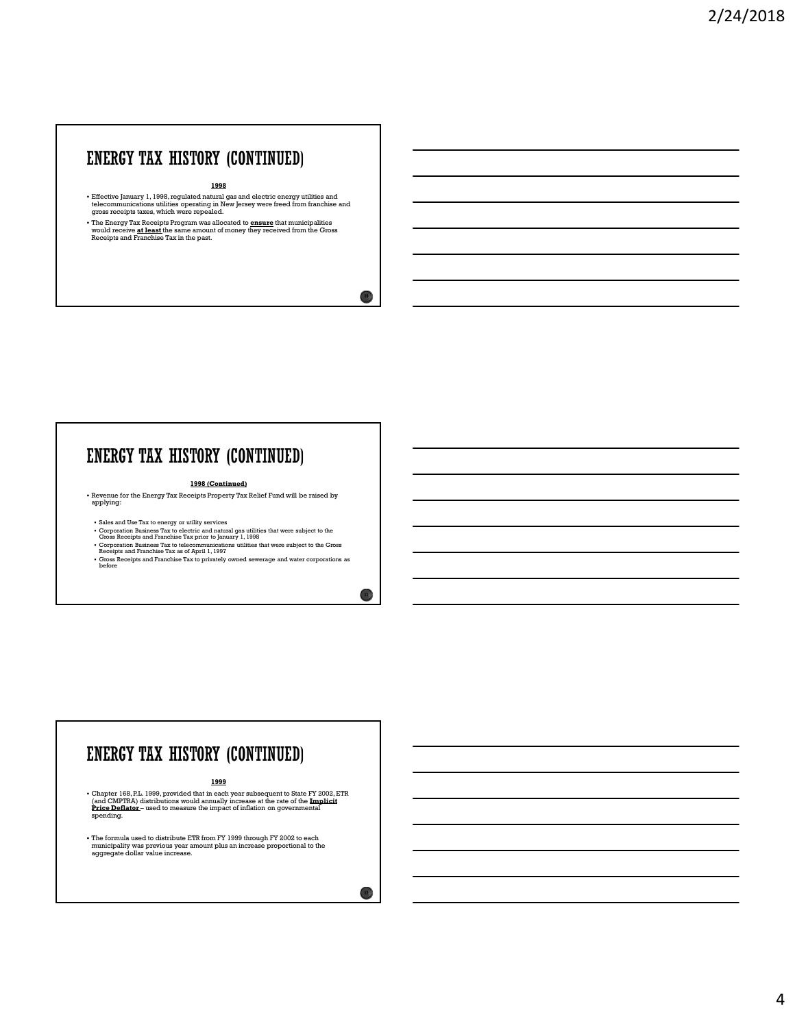# ENERGY TAX HISTORY (CONTINUED)

**1998**

- Effective January 1, 1998, regulated natural gas and electric energy utilities and telecommunications utilities operating in New Jersey were freed from franchise and gross receipts taxes, which were repealed.
- The Energy Tax Receipts Program was allocated to **ensure** that municipalities would receive **at least** the same amount of money they received from the Gross Receipts and Franchise Tax in the past.

# ENERGY TAX HISTORY (CONTINUED)

**1998 (Continued)**

- Revenue for the Energy Tax Receipts Property Tax Relief Fund will be raised by applying:
  - Sales and Use Tax to energy or utility services
  - Corporation Business Tax to electric and natural gas utilities that were subject to the Gross Receipts and Franchise Tax prior to January 1, 1998
  - Corporation Business Tax to telecommunications utilities that were subject to the Gross Receipts and Franchise Tax as of April 1, 1997
  - Gross Receipts and Franchise Tax to privately owned sewerage and water corporations as before

# ENERGY TAX HISTORY (CONTINUED)

**1999**

- Chapter 168, P.L. 1999, provided that in each year subsequent to State FY 2002, ETR (and CMPTRA) distributions would annually increase at the rate of the **Implicit Price Deflator** – used to measure the impact of inflation on governmental spending.
- The formula used to distribute ETR from FY 1999 through FY 2002 to each municipality was previous year amount plus an increase proportional to the aggregate dollar value increase.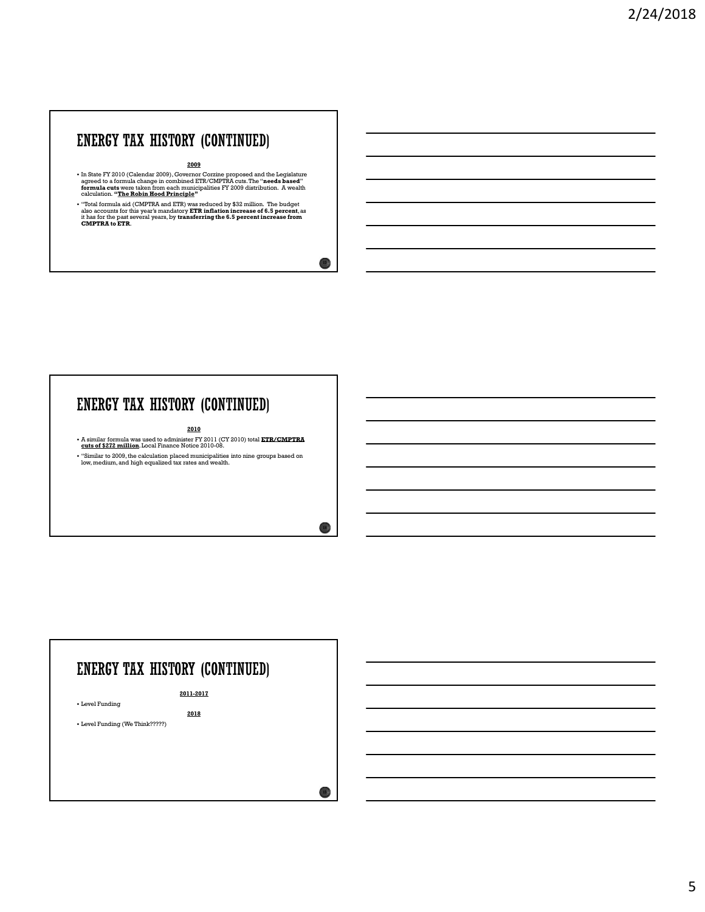# ENERGY TAX HISTORY (CONTINUED)

**2009**

- In State FY 2010 (Calendar 2009), Governor Corzine proposed and the Legislature agreed to a formula change in combined ETR/CMPTRA cuts. The "**needs based**" **formula cuts** were taken from each municipalities FY 2009 distribution. A wealth calculation. **"The Robin Hood Principle"**
- "Total formula aid (CMPTRA and ETR) was reduced by $32 million. The budget also accounts for this year's mandatory **ETR inflation increase of 6.5 percent**, as it has for the past several years, by **transferring the 6.5 percent increase from CMPTRA to ETR**.

# ENERGY TAX HISTORY (CONTINUED)

**2010**

- A similar formula was used to administer FY 2011 (CY 2010) total **ETR/CMPTRA cuts of $272 million**. Local Finance Notice 2010-08.
- "Similar to 2009, the calculation placed municipalities into nine groups based on low, medium, and high equalized tax rates and wealth.

# ENERGY TAX HISTORY (CONTINUED)

**2011-2017**

- Level Funding

**2018**

- Level Funding (We Think?????)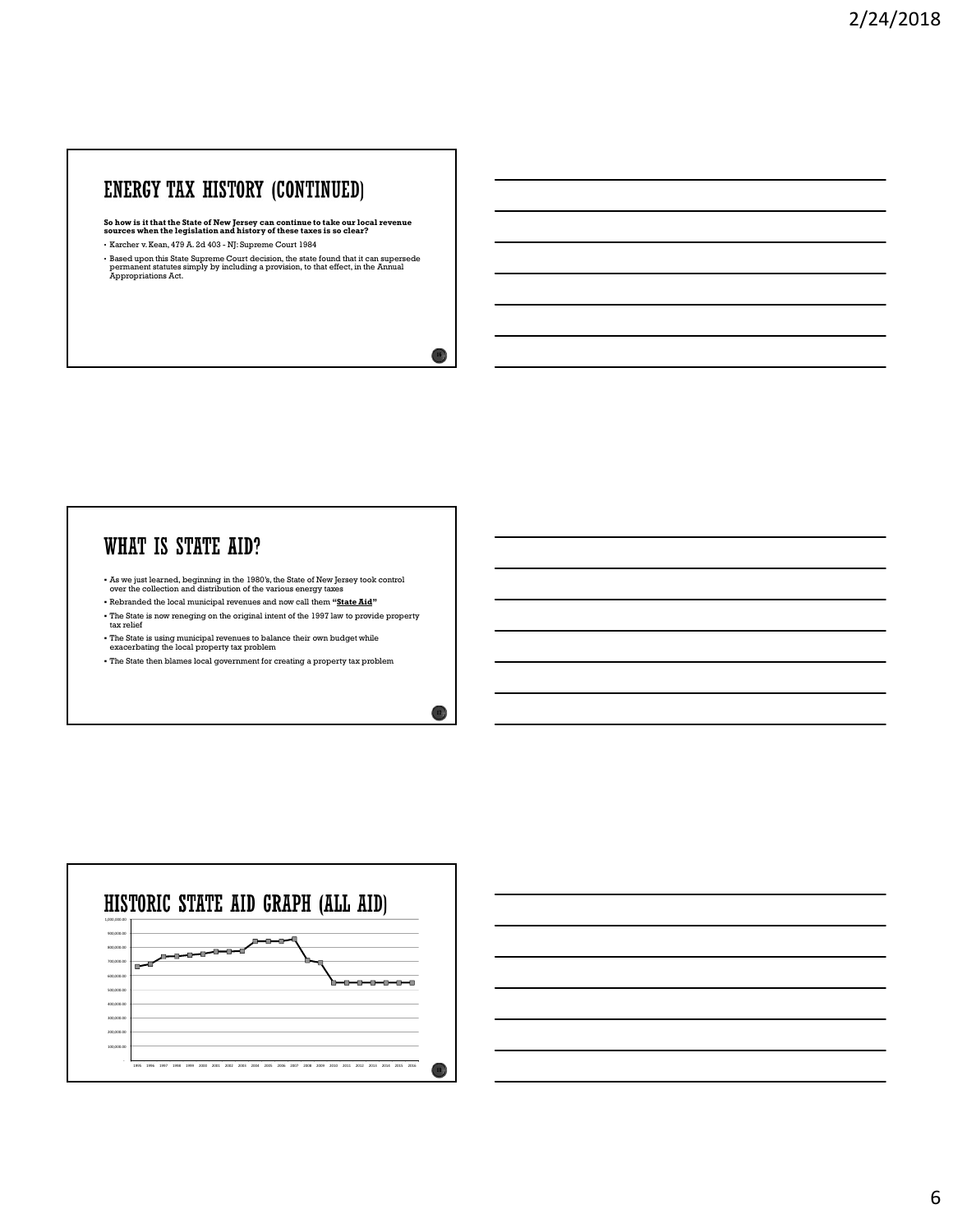# ENERGY TAX HISTORY (CONTINUED)

**So how is it that the State of New Jersey can continue to take our local revenue sources when the legislation and history of these taxes is so clear?**

- Karcher v. Kean, 479 A. 2d 403 - NJ: Supreme Court 1984
- Based upon this State Supreme Court decision, the state found that it can supersede permanent statutes simply by including a provision, to that effect, in the Annual Appropriations Act.

# WHAT IS STATE AID?

- As we just learned, beginning in the 1980's, the State of New Jersey took control over the collection and distribution of the various energy taxes
- Rebranded the local municipal revenues and now call them **"State Aid"**
- The State is now reneging on the original intent of the 1997 law to provide property tax relief
- The State is using municipal revenues to balance their own budget while exacerbating the local property tax problem
- The State then blames local government for creating a property tax problem

# HISTORIC STATE AID GRAPH (ALL AID)

1,000,000.00
900,000.00
800,000.00
700,000.00
600,000.00
500,000.00
400,000.00
300,000.00
200,000.00
100,000.00
-

1995 1996 1997 1998 1999 2000 2001 2002 2003 2004 2005 2006 2007 2008 2009 2010 2011 2012 2013 2014 2015 2016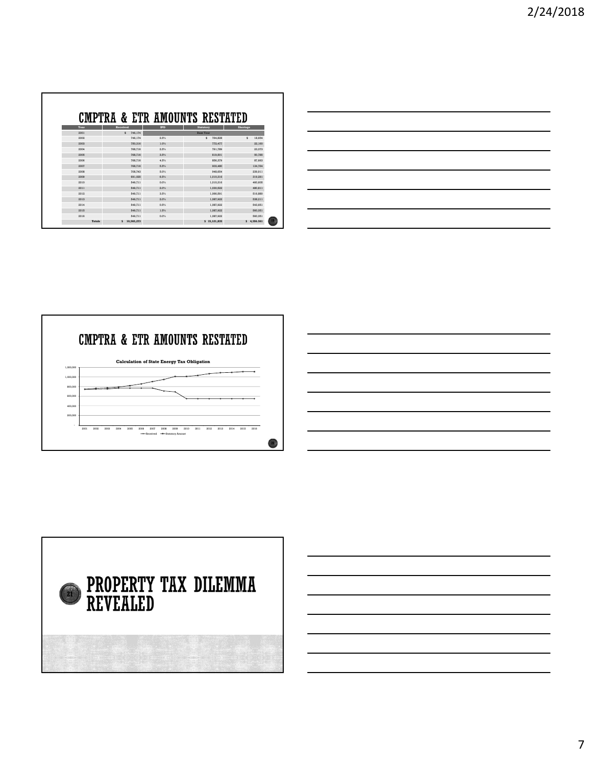# CMPTRA & ETR AMOUNTS RESTATED

| Year | Received | IPD | Statutory | Shortage |
|---|---|---|---|---|
| 2001 | $ 746,174 | | Base Year | |
| 2002 | 746,174 | 2.5% | $ 764,828 | $ 18,654 |
| 2003 | 750,316 | 1.0% | 772,477 | 22,160 |
| 2004 | 768,716 | 2.5% | 791,789 | 23,073 |
| 2005 | 768,716 | 3.5% | 819,501 | 50,785 |
| 2006 | 768,716 | 4.5% | 856,379 | 87,663 |
| 2007 | 768,716 | 5.5% | 903,480 | 134,764 |
| 2008 | 708,743 | 5.0% | 948,654 | 239,911 |
| 2009 | 691,025 | 6.5% | 1,010,316 | 319,291 |
| 2010 | 549,711 | 0.0% | 1,010,316 | 460,605 |
| 2011 | 549,711 | 2.0% | 1,030,522 | 480,811 |
| 2012 | 549,711 | 3.5% | 1,066,591 | 516,880 |
| 2013 | 549,711 | 2.0% | 1,087,922 | 538,211 |
| 2014 | 549,711 | 0.5% | 1,087,922 | 543,651 |
| 2015 | 549,711 | 1.5% | 1,087,922 | 560,051 |
| 2016 | 549,711 | 0.0% | 1,087,922 | 560,051 |
| Totals | $ 10,565,273 | | $ 15,121,835 | $ 4,556,561 |

# CMPTRA & ETR AMOUNTS RESTATED

Calculation of State Energy Tax Obligation

(Line chart, 2001–2016, y-axis 0 to 1,200,000; series: Received, Statutory Amount)

# PROPERTY TAX DILEMMA REVEALED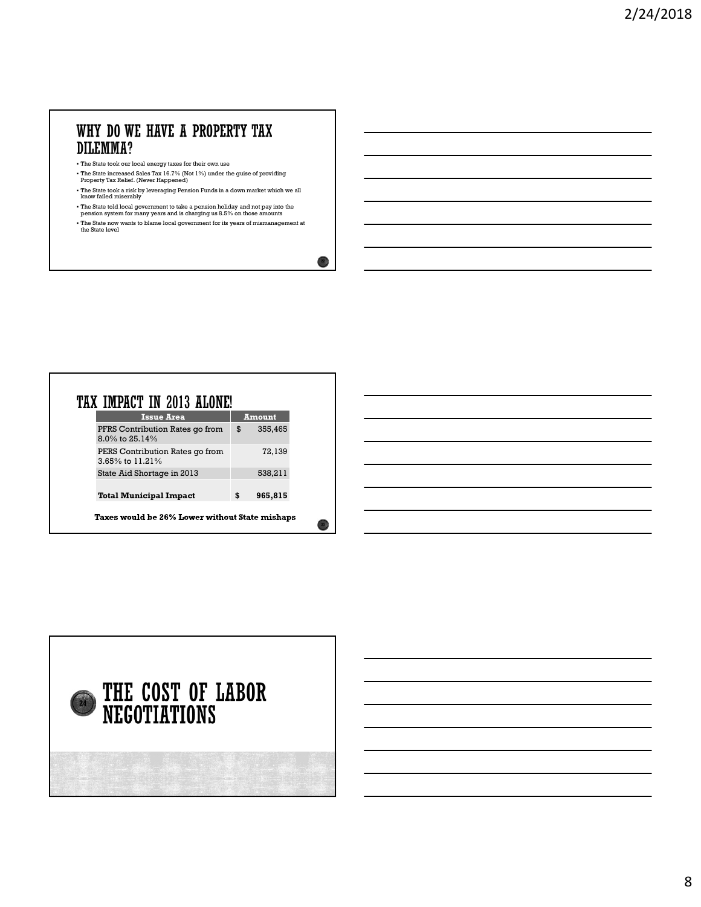## WHY DO WE HAVE A PROPERTY TAX DILEMMA?

- The State took our local energy taxes for their own use
- The State increased Sales Tax 16.7% (Not 1%) under the guise of providing Property Tax Relief. (Never Happened)
- The State took a risk by leveraging Pension Funds in a down market which we all know failed miserably
- The State told local government to take a pension holiday and not pay into the pension system for many years and is charging us 8.5% on those amounts
- The State now wants to blame local government for its years of mismanagement at the State level

## TAX IMPACT IN 2013 ALONE!

| Issue Area | Amount |
| --- | --- |
| PFRS Contribution Rates go from 8.0% to 25.14% | $ 355,465 |
| PERS Contribution Rates go from 3.65% to 11.21% | 72,139 |
| State Aid Shortage in 2013 | 538,211 |
| **Total Municipal Impact** | **$ 965,815** |

**Taxes would be 26% Lower without State mishaps**

## THE COST OF LABOR NEGOTIATIONS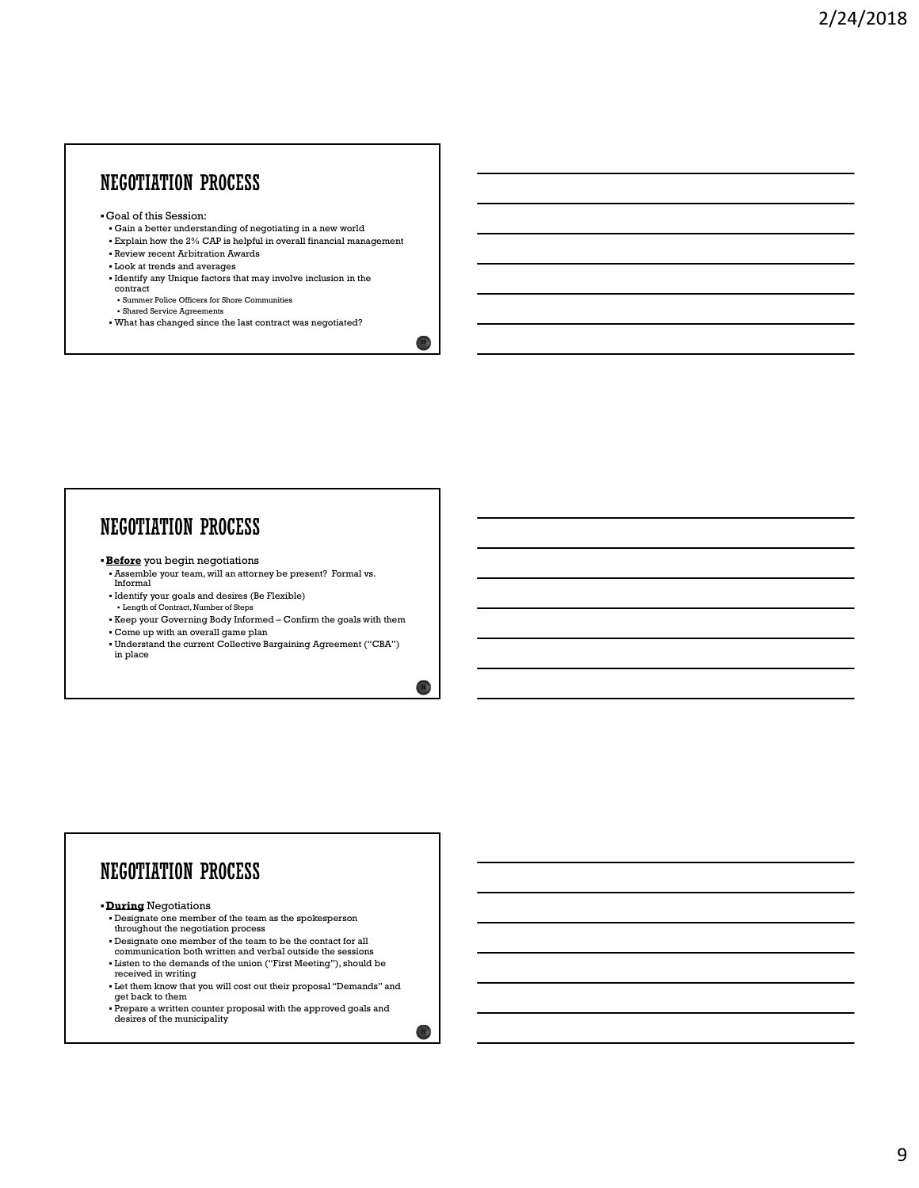# NEGOTIATION PROCESS

- Goal of this Session:
  - Gain a better understanding of negotiating in a new world
  - Explain how the 2% CAP is helpful in overall financial management
  - Review recent Arbitration Awards
  - Look at trends and averages
  - Identify any Unique factors that may involve inclusion in the contract
    - Summer Police Officers for Shore Communities
    - Shared Service Agreements
  - What has changed since the last contract was negotiated?

# NEGOTIATION PROCESS

- **Before** you begin negotiations
  - Assemble your team, will an attorney be present? Formal vs. Informal
  - Identify your goals and desires (Be Flexible)
    - Length of Contract, Number of Steps
  - Keep your Governing Body Informed – Confirm the goals with them
  - Come up with an overall game plan
  - Understand the current Collective Bargaining Agreement ("CBA") in place

# NEGOTIATION PROCESS

- **During** Negotiations
  - Designate one member of the team as the spokesperson throughout the negotiation process
  - Designate one member of the team to be the contact for all communication both written and verbal outside the sessions
  - Listen to the demands of the union ("First Meeting"), should be received in writing
  - Let them know that you will cost out their proposal "Demands" and get back to them
  - Prepare a written counter proposal with the approved goals and desires of the municipality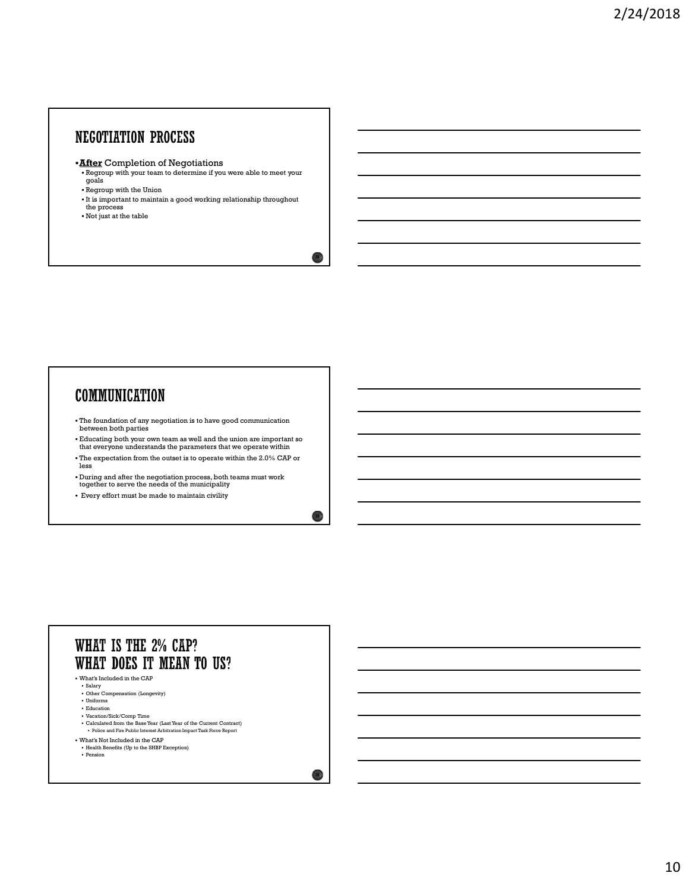## NEGOTIATION PROCESS

- **After** Completion of Negotiations
  - Regroup with your team to determine if you were able to meet your goals
  - Regroup with the Union
  - It is important to maintain a good working relationship throughout the process
  - Not just at the table

## COMMUNICATION

- The foundation of any negotiation is to have good communication between both parties
- Educating both your own team as well and the union are important so that everyone understands the parameters that we operate within
- The expectation from the outset is to operate within the 2.0% CAP or less
- During and after the negotiation process, both teams must work together to serve the needs of the municipality
- Every effort must be made to maintain civility

## WHAT IS THE 2% CAP? WHAT DOES IT MEAN TO US?

- What's Included in the CAP
  - Salary
  - Other Compensation (Longevity)
  - Uniforms
  - Education
  - Vacation/Sick/Comp Time
  - Calculated from the Base Year (Last Year of the Current Contract)
    - Police and Fire Public Interest Arbitration Impact Task Force Report
- What's Not Included in the CAP
  - Health Benefits (Up to the SHBP Exception)
  - Pension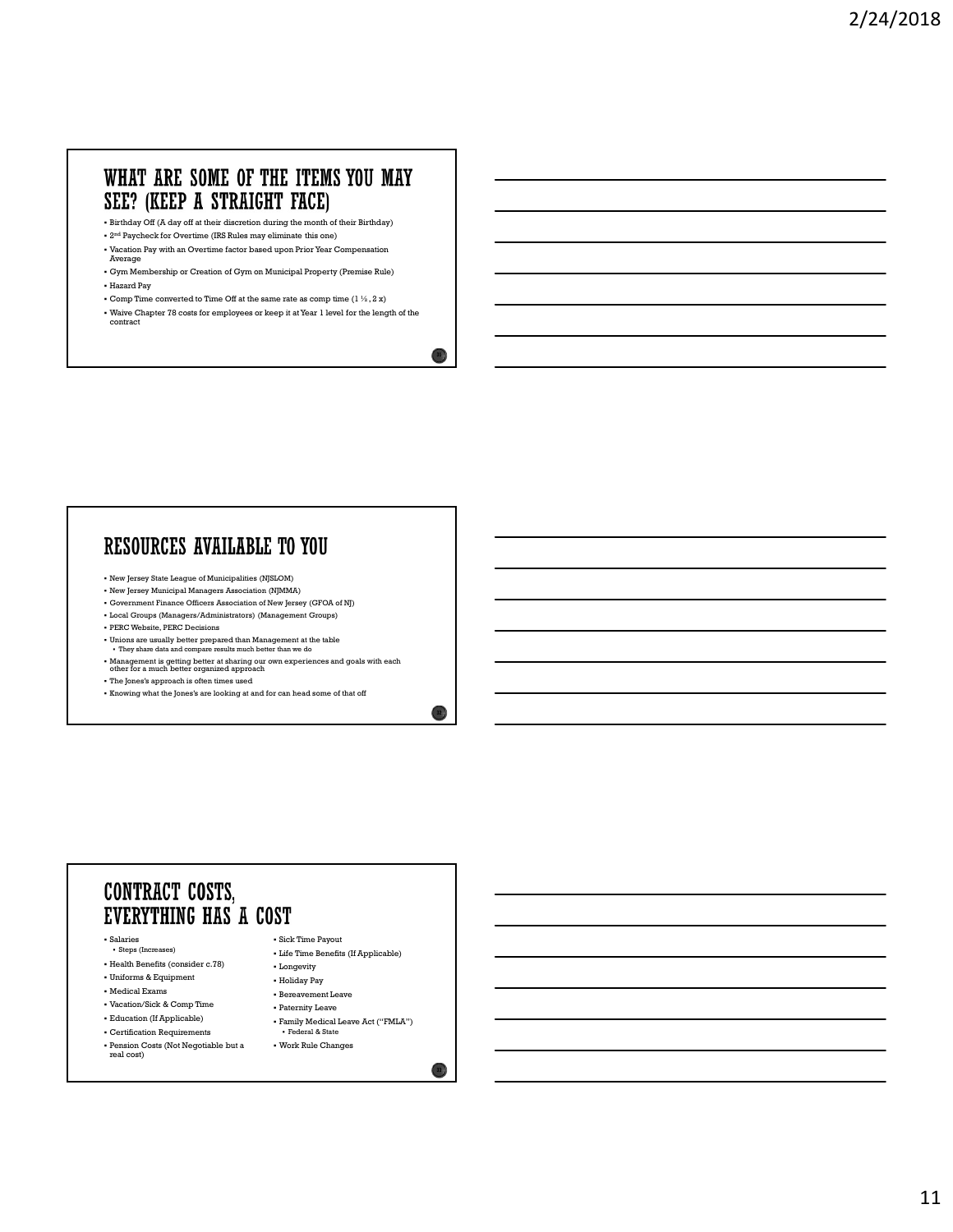## WHAT ARE SOME OF THE ITEMS YOU MAY SEE? (KEEP A STRAIGHT FACE)

- Birthday Off (A day off at their discretion during the month of their Birthday)
- 2nd Paycheck for Overtime (IRS Rules may eliminate this one)
- Vacation Pay with an Overtime factor based upon Prior Year Compensation Average
- Gym Membership or Creation of Gym on Municipal Property (Premise Rule)
- Hazard Pay
- Comp Time converted to Time Off at the same rate as comp time (1 ½ , 2 x)
- Waive Chapter 78 costs for employees or keep it at Year 1 level for the length of the contract

## RESOURCES AVAILABLE TO YOU

- New Jersey State League of Municipalities (NJSLOM)
- New Jersey Municipal Managers Association (NJMMA)
- Government Finance Officers Association of New Jersey (GFOA of NJ)
- Local Groups (Managers/Administrators) (Management Groups)
- PERC Website, PERC Decisions
- Unions are usually better prepared than Management at the table
  - They share data and compare results much better than we do
- Management is getting better at sharing our own experiences and goals with each other for a much better organized approach
- The Jones's approach is often times used
- Knowing what the Jones's are looking at and for can head some of that off

## CONTRACT COSTS, EVERYTHING HAS A COST

- Salaries
  - Steps (Increases)
- Health Benefits (consider c.78)
- Uniforms & Equipment
- Medical Exams
- Vacation/Sick & Comp Time
- Education (If Applicable)
- Certification Requirements
- Pension Costs (Not Negotiable but a real cost)
- Sick Time Payout
- Life Time Benefits (If Applicable)
- Longevity
- Holiday Pay
- Bereavement Leave
- Paternity Leave
- Family Medical Leave Act ("FMLA")
  - Federal & State
- Work Rule Changes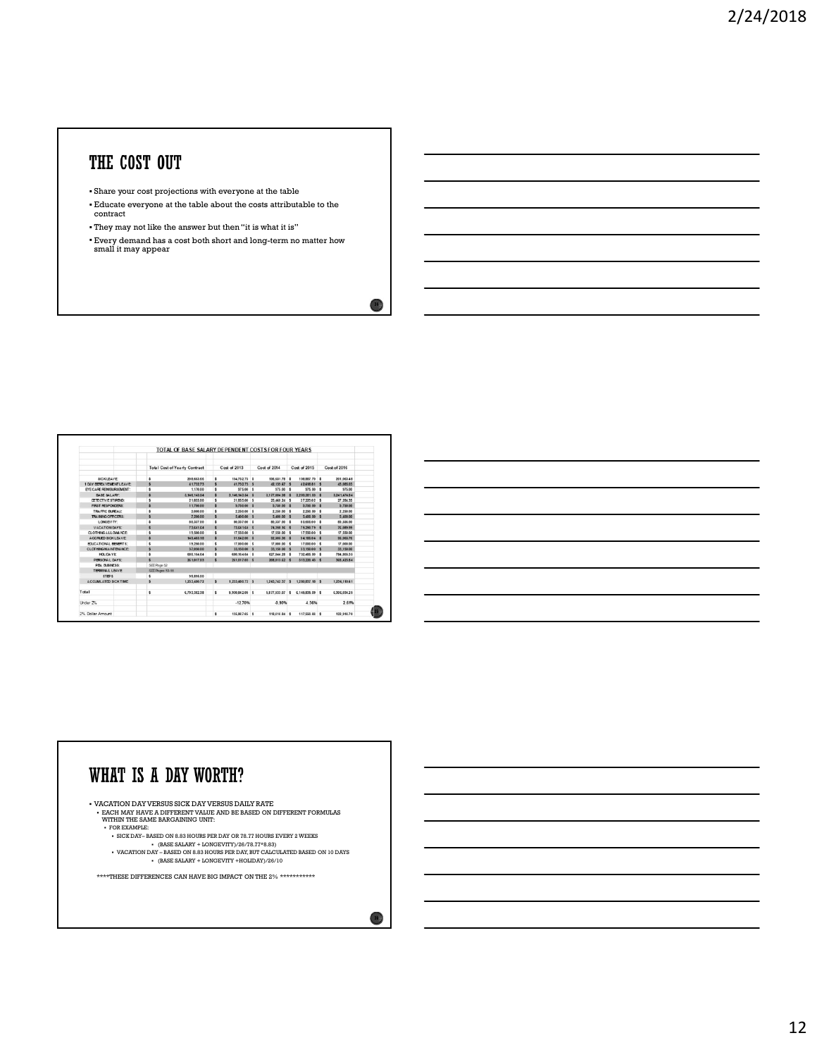## THE COST OUT

- Share your cost projections with everyone at the table
- Educate everyone at the table about the costs attributable to the contract
- They may not like the answer but then "it is what it is"
- Every demand has a cost both short and long-term no matter how small it may appear

**TOTAL OF BASE SALARY DEPENDENT COSTS FOR FOUR YEARS**

| | Total Cost of Yearly Contract | Cost of 2013 | Cost of 2014 | Cost of 2015 | Cost of 2016 |
|---|---|---|---|---|---|
| SICK LEAVE: | $ 206,663.66 | $ 194,752.73 | $ 196,581.79 | $ 198,897.79 | $ 201,062.40 |
| 1 DAY BEREAVEMENT LEAVE: | $ 41,732.73 | $ 41,752.73 | $ 42,135.67 | $ 42,618.81 | $ 43,085.03 |
| EYE CARE REIMBURSEMENT: | $ 1,170.00 | $ 975.00 | $ 975.00 | $ 975.00 | $ 975.00 |
| BASE SALARY: | $ 3,166,143.04 | $ 3,146,143.04 | $ 3,177,604.39 | $ 3,209,381.09 | $ 3,241,474.84 |
| DETECTIVE STIPEND: | $ 21,855.00 | $ 21,855.00 | $ 26,460.34 | $ 27,225.63 | $ 27,286.35 |
| FIRST RESPONDERS: | $ 11,700.00 | $ 9,750.00 | $ 9,750.00 | $ 9,750.00 | $ 9,750.00 |
| TRAFFIC BUREAU: | $ 2,000.00 | $ 2,250.00 | $ 2,250.00 | $ 2,250.00 | $ 2,250.00 |
| TRAINING OFFICERS: | $ 7,200.00 | $ 5,400.00 | $ 5,400.00 | $ 5,400.00 | $ 5,400.00 |
| LONGEVITY: | $ 80,337.00 | $ 80,337.00 | $ 80,337.00 | $ 83,600.00 | $ 89,500.00 |
| VACATION DAYS: | $ 73,641.54 | $ 73,641.54 | $ 74,360.16 | $ 75,260.79 | $ 76,389.99 |
| CLOTHING ALLOWANCE: | $ 15,500.00 | $ 17,550.00 | $ 17,550.00 | $ 17,550.00 | $ 17,550.00 |
| ACCRUED SICK LEAVE: | $ 163,463.18 | $ 11,542.00 | $ 32,300.20 | $ 54,188.04 | $ 55,068.78 |
| EDUCATIONAL BENEFITS: | $ 19,250.00 | $ 17,000.00 | $ 17,000.00 | $ 17,000.00 | $ 17,000.00 |
| CLOTHING MAINTENANCE: | $ 37,050.00 | $ 33,150.00 | $ 33,150.00 | $ 33,150.00 | $ 33,150.00 |
| HOLIDAYS: | $ 680,164.64 | $ 680,164.64 | $ 627,544.28 | $ 732,480.09 | $ 784,869.33 |
| PERSONAL DAYS: | $ 351,017.03 | $ 201,017.03 | $ 208,811.02 | $ 315,220.43 | $ 365,435.84 |
| PBA BUSINESS: | SEE Page 52 | | | | |
| TERMINAL LEAVE: | SEE Pages 53-55 | | | | |
| STEPS | $ 95,896.00 | | | | |
| ACCUMULATED SICK TIME: | $ 1,253,480.72 | $ 1,253,480.72 | $ 1,245,742.37 | $ 1,230,857.18 | $ 1,226,110.61 |
| Total | $ 6,793,362.38 | $ 5,930,842.05 | $ 5,877,533.07 | $ 6,148,838.09 | $ 6,306,834.28 |
| Under 2% | | -12.70% | -0.90% | 4.56% | 2.69% |
| 2% Dollar Amount | | $ 135,867.65 | $ 118,616.84 | $ 117,550.66 | $ 122,916.76 |

## WHAT IS A DAY WORTH?

- VACATION DAY VERSUS SICK DAY VERSUS DAILY RATE
  - EACH MAY HAVE A DIFFERENT VALUE AND BE BASED ON DIFFERENT FORMULAS WITHIN THE SAME BARGAINING UNIT:
    - FOR EXAMPLE:
      - SICK DAY– BASED ON 8.83 HOURS PER DAY OR 78.77 HOURS EVERY 2 WEEKS
        - (BASE SALARY + LONGEVITY)/26/78.77*8.83)
      - VACATION DAY – BASED ON 8.83 HOURS PER DAY, BUT CALCULATED BASED ON 10 DAYS
        - (BASE SALARY + LONGEVITY +HOLIDAY)/26/10

****THESE DIFFERENCES CAN HAVE BIG IMPACT ON THE 2% ***********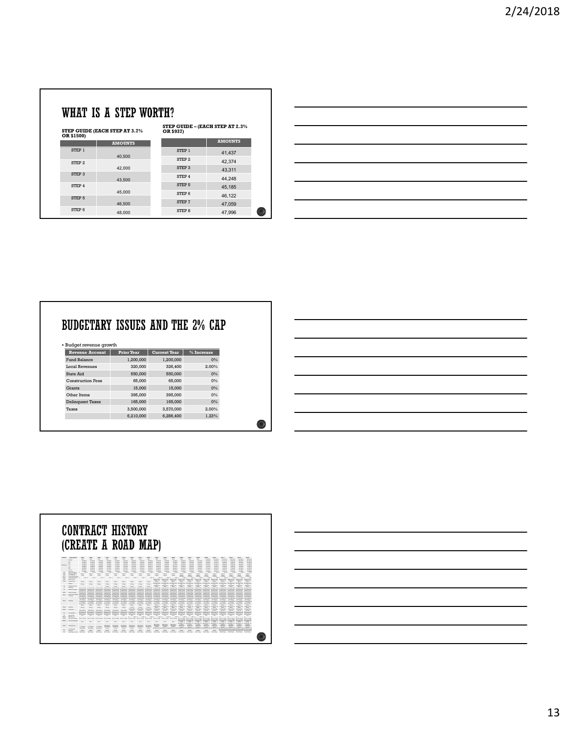# WHAT IS A STEP WORTH?

**STEP GUIDE (EACH STEP AT 3.7% OR $1500)**

| | AMOUNTS |
|---|---|
| STEP 1 | 40,500 |
| STEP 2 | 42,000 |
| STEP 3 | 43,500 |
| STEP 4 | 45,000 |
| STEP 5 | 46,500 |
| STEP 6 | 48,000 |

**STEP GUIDE – (EACH STEP AT 2.3% OR $937)**

| | AMOUNTS |
|---|---|
| STEP 1 | 41,437 |
| STEP 2 | 42,374 |
| STEP 3 | 43,311 |
| STEP 4 | 44,248 |
| STEP 5 | 45,185 |
| STEP 6 | 46,122 |
| STEP 7 | 47,059 |
| STEP 8 | 47,996 |

# BUDGETARY ISSUES AND THE 2% CAP

- Budget revenue growth

| Revenue Account | Prior Year | Current Year | % Increase |
|---|---|---|---|
| Fund Balance | 1,200,000 | 1,200,000 | 0% |
| Local Revenues | 320,000 | 326,400 | 2.00% |
| State Aid | 550,000 | 550,000 | 0% |
| Construction Fees | 65,000 | 65,000 | 0% |
| Grants | 15,000 | 15,000 | 0% |
| Other Items | 395,000 | 395,000 | 0% |
| Delinquent Taxes | 165,000 | 165,000 | 0% |
| Taxes | 3,500,000 | 3,570,000 | 2.00% |
| | 6,210,000 | 6,286,400 | 1.23% |

# CONTRACT HISTORY (CREATE A ROAD MAP)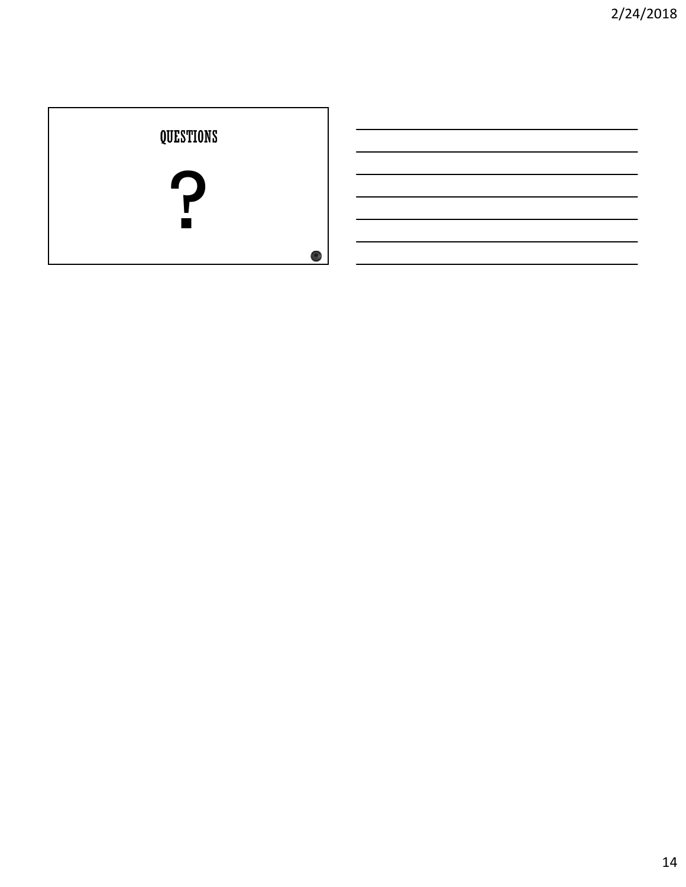# QUESTIONS

?